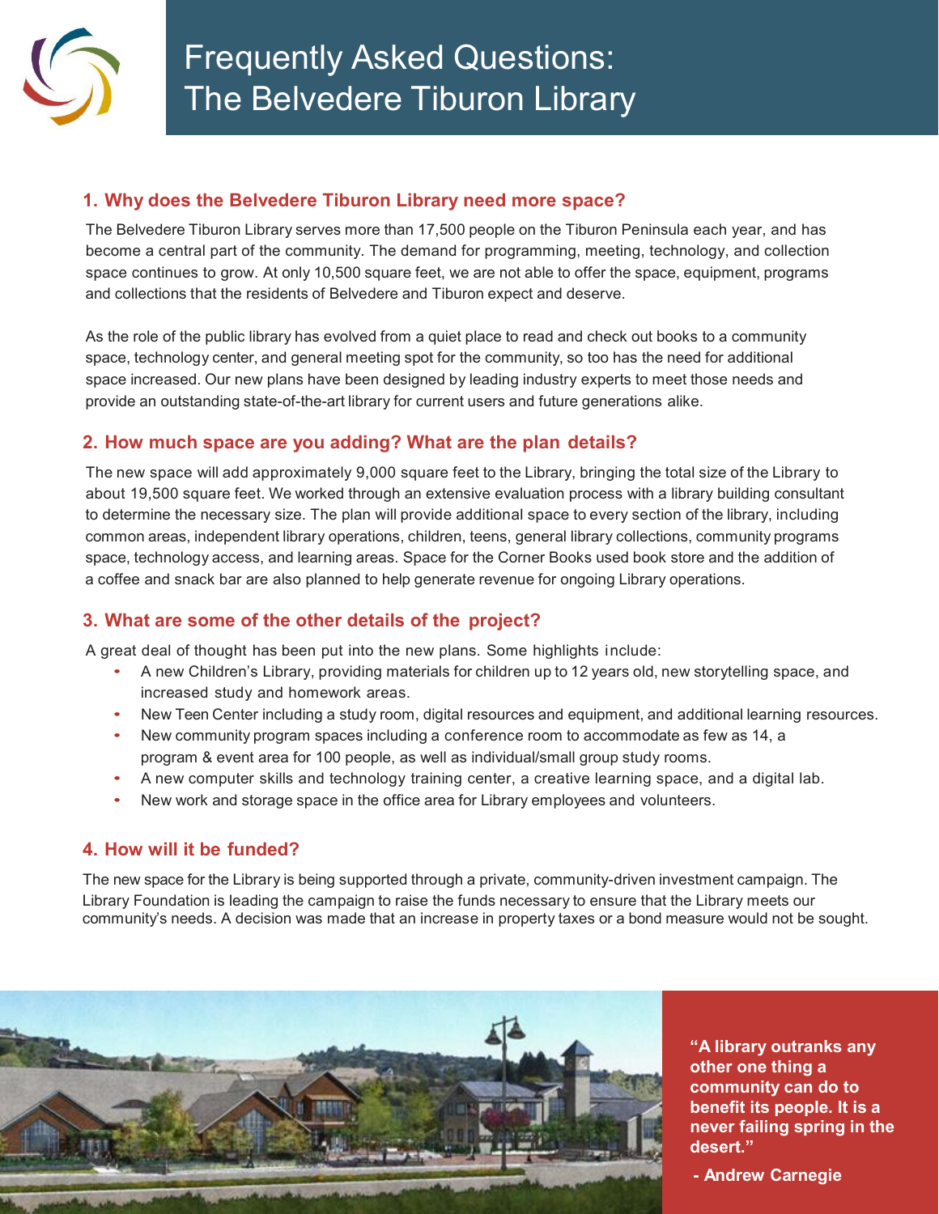# Frequently Asked Questions: The Belvedere Tiburon Library

## 1. Why does the Belvedere Tiburon Library need more space?

The Belvedere Tiburon Library serves more than 17,500 people on the Tiburon Peninsula each year, and has become a central part of the community. The demand for programming, meeting, technology, and collection space continues to grow. At only 10,500 square feet, we are not able to offer the space, equipment, programs and collections that the residents of Belvedere and Tiburon expect and deserve.

As the role of the public library has evolved from a quiet place to read and check out books to a community space, technology center, and general meeting spot for the community, so too has the need for additional space increased. Our new plans have been designed by leading industry experts to meet those needs and provide an outstanding state-of-the-art library for current users and future generations alike.

## 2. How much space are you adding? What are the plan details?

The new space will add approximately 9,000 square feet to the Library, bringing the total size of the Library to about 19,500 square feet. We worked through an extensive evaluation process with a library building consultant to determine the necessary size. The plan will provide additional space to every section of the library, including common areas, independent library operations, children, teens, general library collections, community programs space, technology access, and learning areas. Space for the Corner Books used book store and the addition of a coffee and snack bar are also planned to help generate revenue for ongoing Library operations.

## 3. What are some of the other details of the project?

A great deal of thought has been put into the new plans. Some highlights include:

- A new Children's Library, providing materials for children up to 12 years old, new storytelling space, and increased study and homework areas.
- New Teen Center including a study room, digital resources and equipment, and additional learning resources.
- New community program spaces including a conference room to accommodate as few as 14, a program & event area for 100 people, as well as individual/small group study rooms.
- A new computer skills and technology training center, a creative learning space, and a digital lab.
- New work and storage space in the office area for Library employees and volunteers.

## 4. How will it be funded?

The new space for the Library is being supported through a private, community-driven investment campaign. The Library Foundation is leading the campaign to raise the funds necessary to ensure that the Library meets our community's needs. A decision was made that an increase in property taxes or a bond measure would not be sought.

**"A library outranks any other one thing a community can do to benefit its people. It is a never failing spring in the desert."**

**- Andrew Carnegie**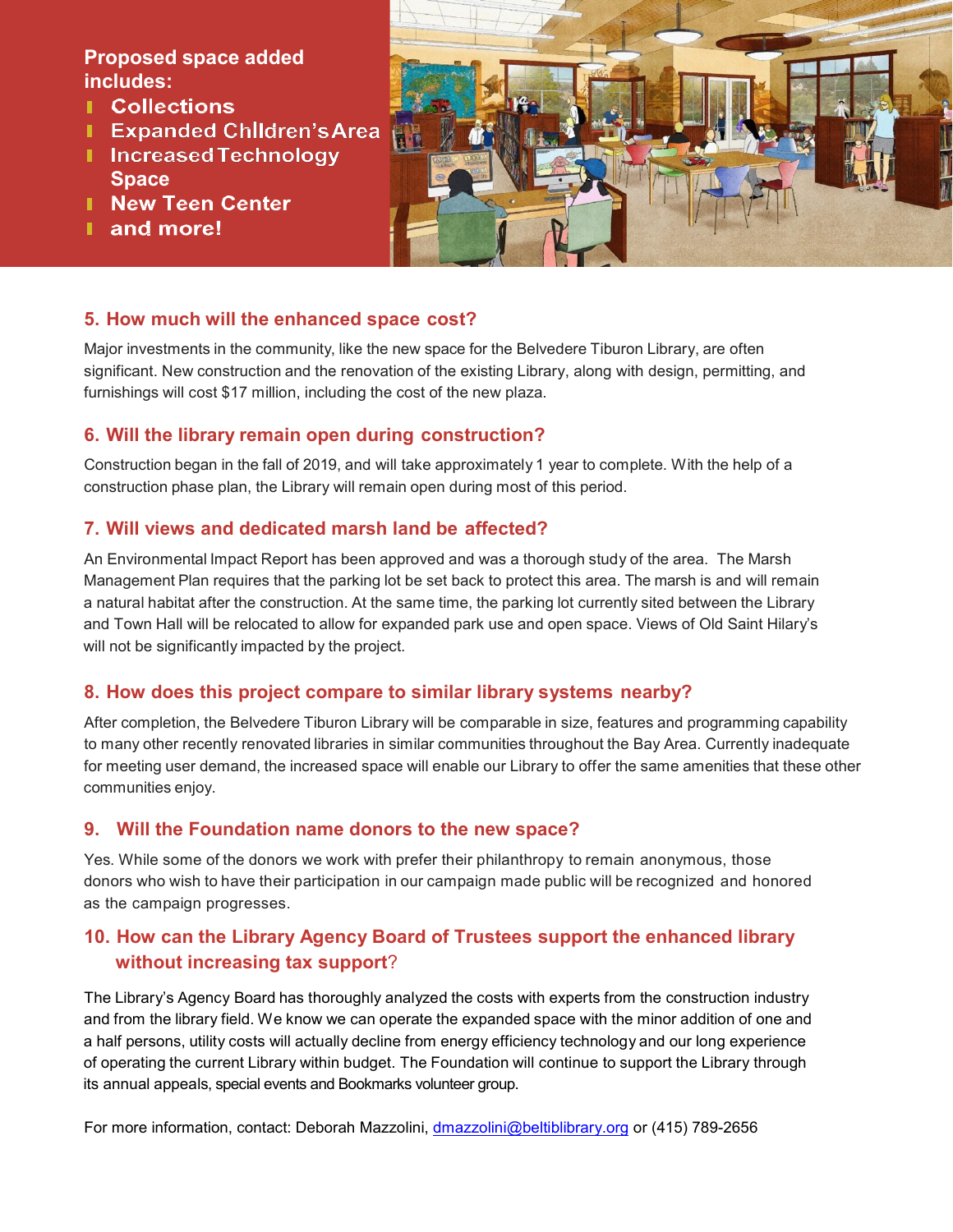**Proposed space added includes:**

- Collections
- Expanded Children's Area
- Increased Technology Space
- New Teen Center
- and more!

## 5. How much will the enhanced space cost?

Major investments in the community, like the new space for the Belvedere Tiburon Library, are often significant. New construction and the renovation of the existing Library, along with design, permitting, and furnishings will cost $17 million, including the cost of the new plaza.

## 6. Will the library remain open during construction?

Construction began in the fall of 2019, and will take approximately 1 year to complete. With the help of a construction phase plan, the Library will remain open during most of this period.

## 7. Will views and dedicated marsh land be affected?

An Environmental Impact Report has been approved and was a thorough study of the area. The Marsh Management Plan requires that the parking lot be set back to protect this area. The marsh is and will remain a natural habitat after the construction. At the same time, the parking lot currently sited between the Library and Town Hall will be relocated to allow for expanded park use and open space. Views of Old Saint Hilary's will not be significantly impacted by the project.

## 8. How does this project compare to similar library systems nearby?

After completion, the Belvedere Tiburon Library will be comparable in size, features and programming capability to many other recently renovated libraries in similar communities throughout the Bay Area. Currently inadequate for meeting user demand, the increased space will enable our Library to offer the same amenities that these other communities enjoy.

## 9. Will the Foundation name donors to the new space?

Yes. While some of the donors we work with prefer their philanthropy to remain anonymous, those donors who wish to have their participation in our campaign made public will be recognized and honored as the campaign progresses.

## 10. How can the Library Agency Board of Trustees support the enhanced library without increasing tax support?

The Library's Agency Board has thoroughly analyzed the costs with experts from the construction industry and from the library field. We know we can operate the expanded space with the minor addition of one and a half persons, utility costs will actually decline from energy efficiency technology and our long experience of operating the current Library within budget. The Foundation will continue to support the Library through its annual appeals, special events and Bookmarks volunteer group.

For more information, contact: Deborah Mazzolini, dmazzolini@beltiblibrary.org or (415) 789-2656